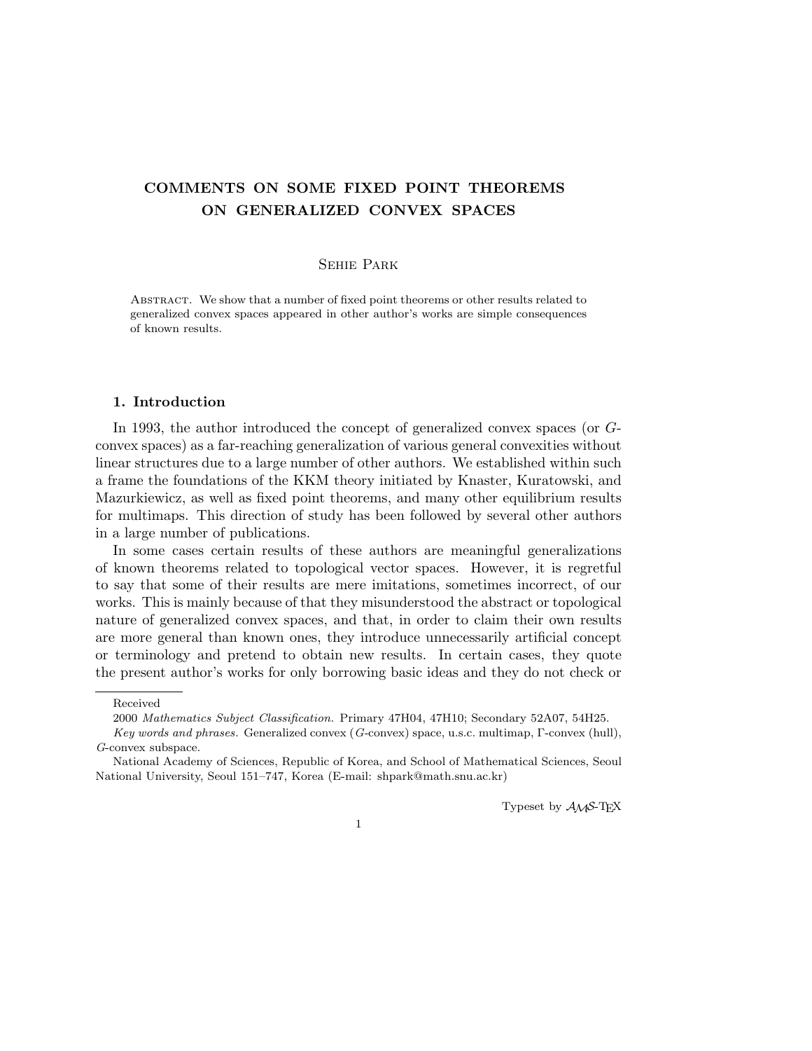# COMMENTS ON SOME FIXED POINT THEOREMS ON GENERALIZED CONVEX SPACES

Sehie Park

Abstract. We show that a number of fixed point theorems or other results related to generalized convex spaces appeared in other author's works are simple consequences of known results.

## 1. Introduction

In 1993, the author introduced the concept of generalized convex spaces (or $G$-convex spaces) as a far-reaching generalization of various general convexities without linear structures due to a large number of other authors. We established within such a frame the foundations of the KKM theory initiated by Knaster, Kuratowski, and Mazurkiewicz, as well as fixed point theorems, and many other equilibrium results for multimaps. This direction of study has been followed by several other authors in a large number of publications.

In some cases certain results of these authors are meaningful generalizations of known theorems related to topological vector spaces. However, it is regretful to say that some of their results are mere imitations, sometimes incorrect, of our works. This is mainly because of that they misunderstood the abstract or topological nature of generalized convex spaces, and that, in order to claim their own results are more general than known ones, they introduce unnecessarily artificial concept or terminology and pretend to obtain new results. In certain cases, they quote the present author's works for only borrowing basic ideas and they do not check or

---

Received

2000 *Mathematics Subject Classification.* Primary 47H04, 47H10; Secondary 52A07, 54H25.

*Key words and phrases.* Generalized convex ($G$-convex) space, u.s.c. multimap, $\Gamma$-convex (hull), $G$-convex subspace.

National Academy of Sciences, Republic of Korea, and School of Mathematical Sciences, Seoul National University, Seoul 151–747, Korea (E-mail: shpark@math.snu.ac.kr)

Typeset by $\mathcal{AMS}$-TEX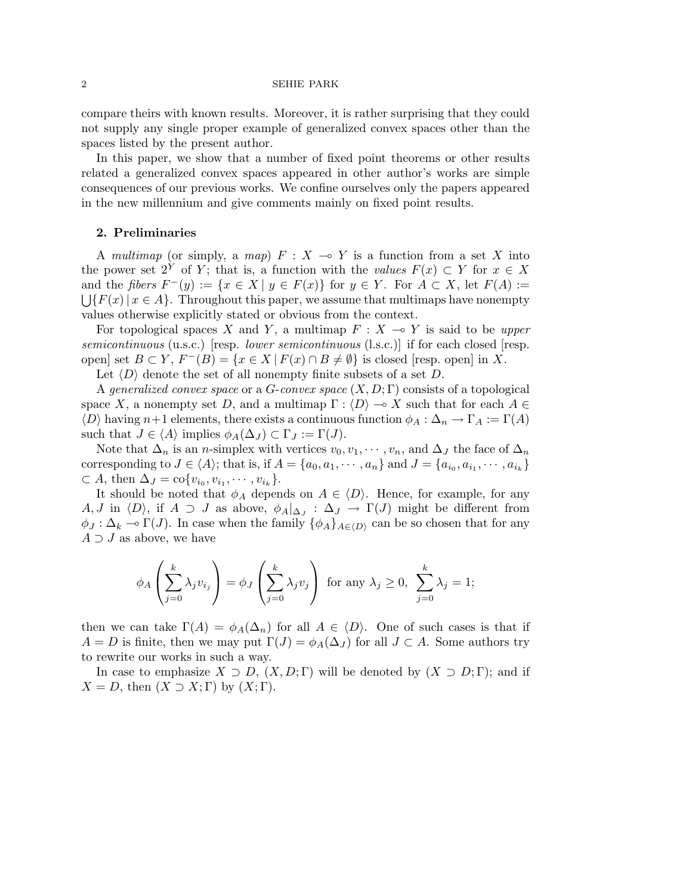compare theirs with known results. Moreover, it is rather surprising that they could not supply any single proper example of generalized convex spaces other than the spaces listed by the present author.

In this paper, we show that a number of fixed point theorems or other results related a generalized convex spaces appeared in other author's works are simple consequences of our previous works. We confine ourselves only the papers appeared in the new millennium and give comments mainly on fixed point results.

## 2. Preliminaries

A *multimap* (or simply, a *map*) $F : X \multimap Y$ is a function from a set $X$ into the power set $2^Y$ of $Y$; that is, a function with the *values* $F(x) \subset Y$ for $x \in X$ and the *fibers* $F^-(y) := \{x \in X \mid y \in F(x)\}$ for $y \in Y$. For $A \subset X$, let $F(A) := \bigcup\{F(x) \mid x \in A\}$. Throughout this paper, we assume that multimaps have nonempty values otherwise explicitly stated or obvious from the context.

For topological spaces $X$ and $Y$, a multimap $F : X \multimap Y$ is said to be *upper semicontinuous* (u.s.c.) [resp. *lower semicontinuous* (l.s.c.)] if for each closed [resp. open] set $B \subset Y$, $F^-(B) = \{x \in X \mid F(x) \cap B \neq \emptyset\}$ is closed [resp. open] in $X$.

Let $\langle D \rangle$ denote the set of all nonempty finite subsets of a set $D$.

A *generalized convex space* or a *G-convex space* $(X, D; \Gamma)$ consists of a topological space $X$, a nonempty set $D$, and a multimap $\Gamma : \langle D \rangle \multimap X$ such that for each $A \in \langle D \rangle$ having $n+1$ elements, there exists a continuous function $\phi_A : \Delta_n \to \Gamma_A := \Gamma(A)$ such that $J \in \langle A \rangle$ implies $\phi_A(\Delta_J) \subset \Gamma_J := \Gamma(J)$.

Note that $\Delta_n$ is an $n$-simplex with vertices $v_0, v_1, \cdots, v_n$, and $\Delta_J$ the face of $\Delta_n$ corresponding to $J \in \langle A \rangle$; that is, if $A = \{a_0, a_1, \cdots, a_n\}$ and $J = \{a_{i_0}, a_{i_1}, \cdots, a_{i_k}\}$ $\subset A$, then $\Delta_J = \mathrm{co}\{v_{i_0}, v_{i_1}, \cdots, v_{i_k}\}$.

It should be noted that $\phi_A$ depends on $A \in \langle D \rangle$. Hence, for example, for any $A, J$ in $\langle D \rangle$, if $A \supset J$ as above, $\phi_A|_{\Delta_J} : \Delta_J \to \Gamma(J)$ might be different from $\phi_J : \Delta_k \multimap \Gamma(J)$. In case when the family $\{\phi_A\}_{A \in \langle D \rangle}$ can be so chosen that for any $A \supset J$ as above, we have

$$\phi_A\left(\sum_{j=0}^{k} \lambda_j v_{i_j}\right) = \phi_J\left(\sum_{j=0}^{k} \lambda_j v_j\right) \text{ for any } \lambda_j \geq 0,\ \sum_{j=0}^{k} \lambda_j = 1;$$

then we can take $\Gamma(A) = \phi_A(\Delta_n)$ for all $A \in \langle D \rangle$. One of such cases is that if $A = D$ is finite, then we may put $\Gamma(J) = \phi_A(\Delta_J)$ for all $J \subset A$. Some authors try to rewrite our works in such a way.

In case to emphasize $X \supset D$, $(X, D; \Gamma)$ will be denoted by $(X \supset D; \Gamma)$; and if $X = D$, then $(X \supset X; \Gamma)$ by $(X; \Gamma)$.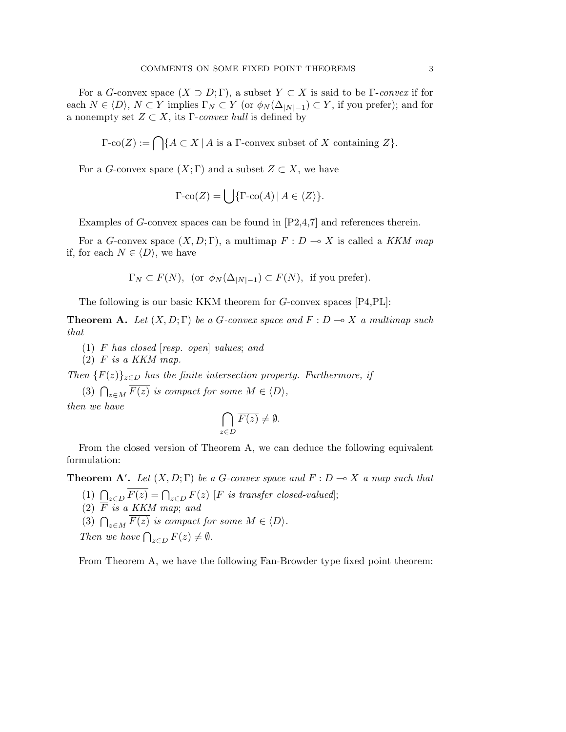For a $G$-convex space $(X \supset D; \Gamma)$, a subset $Y \subset X$ is said to be $\Gamma$-*convex* if for each $N \in \langle D \rangle$, $N \subset Y$ implies $\Gamma_N \subset Y$ (or $\phi_N(\Delta_{|N|-1}) \subset Y$, if you prefer); and for a nonempty set $Z \subset X$, its $\Gamma$-*convex hull* is defined by

$$\Gamma\text{-co}(Z) := \bigcap \{A \subset X \mid A \text{ is a } \Gamma\text{-convex subset of } X \text{ containing } Z\}.$$

For a $G$-convex space $(X; \Gamma)$ and a subset $Z \subset X$, we have

$$\Gamma\text{-co}(Z) = \bigcup \{\Gamma\text{-co}(A) \mid A \in \langle Z \rangle\}.$$

Examples of $G$-convex spaces can be found in [P2,4,7] and references therein.

For a $G$-convex space $(X, D; \Gamma)$, a multimap $F : D \multimap X$ is called a *KKM map* if, for each $N \in \langle D \rangle$, we have

$$\Gamma_N \subset F(N), \quad (\text{or } \phi_N(\Delta_{|N|-1}) \subset F(N), \text{ if you prefer}).$$

The following is our basic KKM theorem for $G$-convex spaces [P4,PL]:

**Theorem A.** *Let $(X, D; \Gamma)$ be a $G$-convex space and $F : D \multimap X$ a multimap such that*

(1) *$F$ has closed [resp. open] values*; *and*
(2) *$F$ is a KKM map.*

*Then $\{F(z)\}_{z \in D}$ has the finite intersection property. Furthermore, if*

(3) *$\bigcap_{z \in M} \overline{F(z)}$ is compact for some $M \in \langle D \rangle$,*

*then we have*

$$\bigcap_{z \in D} \overline{F(z)} \neq \emptyset.$$

From the closed version of Theorem A, we can deduce the following equivalent formulation:

**Theorem A′.** *Let $(X, D; \Gamma)$ be a $G$-convex space and $F : D \multimap X$ a map such that*

(1) *$\bigcap_{z \in D} \overline{F(z)} = \bigcap_{z \in D} F(z)$ [$F$ is transfer closed-valued]*;
(2) *$\overline{F}$ is a KKM map*; *and*
(3) *$\bigcap_{z \in M} \overline{F(z)}$ is compact for some $M \in \langle D \rangle$.*

*Then we have $\bigcap_{z \in D} F(z) \neq \emptyset$.*

From Theorem A, we have the following Fan-Browder type fixed point theorem: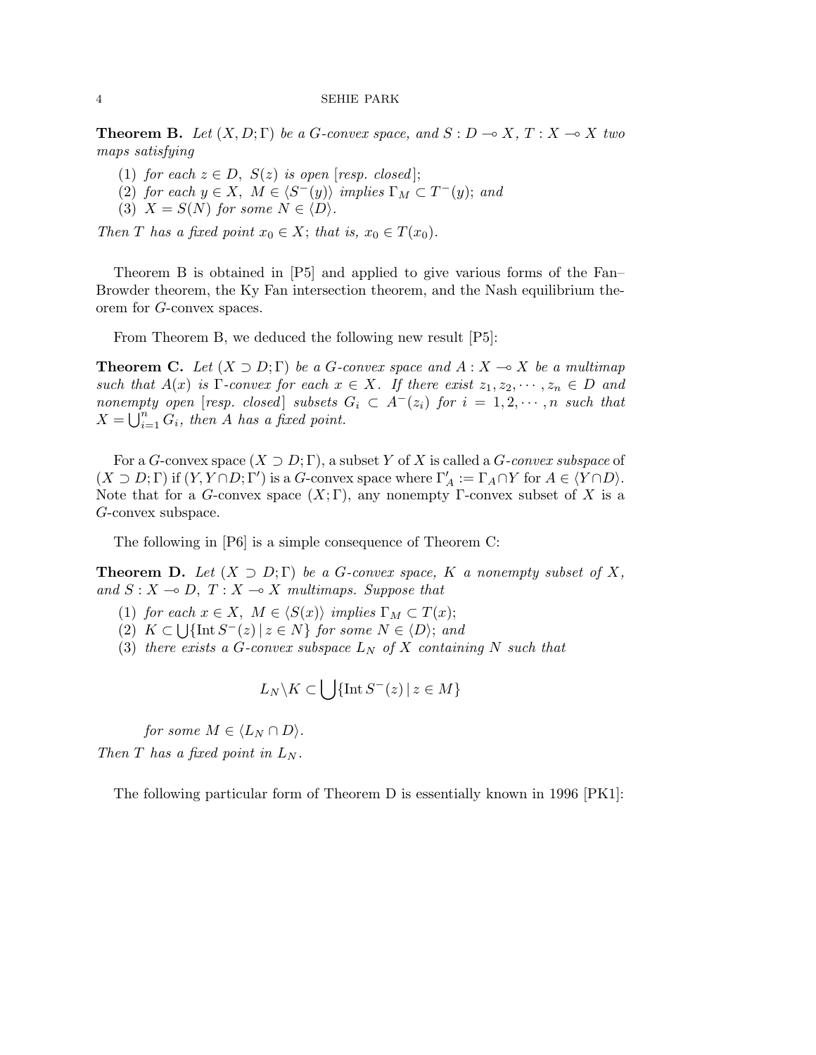**Theorem B.** *Let $(X, D; \Gamma)$ be a $G$-convex space, and $S : D \multimap X$, $T : X \multimap X$ two maps satisfying*

1. *for each $z \in D$, $S(z)$ is open [resp. closed];*
2. *for each $y \in X$, $M \in \langle S^-(y)\rangle$ implies $\Gamma_M \subset T^-(y)$; and*
3. *$X = S(N)$ for some $N \in \langle D\rangle$.*

*Then $T$ has a fixed point $x_0 \in X$; that is, $x_0 \in T(x_0)$.*

Theorem B is obtained in [P5] and applied to give various forms of the Fan–Browder theorem, the Ky Fan intersection theorem, and the Nash equilibrium theorem for $G$-convex spaces.

From Theorem B, we deduced the following new result [P5]:

**Theorem C.** *Let $(X \supset D; \Gamma)$ be a $G$-convex space and $A : X \multimap X$ be a multimap such that $A(x)$ is $\Gamma$-convex for each $x \in X$. If there exist $z_1, z_2, \cdots, z_n \in D$ and nonempty open [resp. closed] subsets $G_i \subset A^-(z_i)$ for $i = 1, 2, \cdots, n$ such that $X = \bigcup_{i=1}^n G_i$, then $A$ has a fixed point.*

For a $G$-convex space $(X \supset D; \Gamma)$, a subset $Y$ of $X$ is called a *$G$-convex subspace* of $(X \supset D; \Gamma)$ if $(Y, Y \cap D; \Gamma')$ is a $G$-convex space where $\Gamma'_A := \Gamma_A \cap Y$ for $A \in \langle Y \cap D\rangle$. Note that for a $G$-convex space $(X; \Gamma)$, any nonempty $\Gamma$-convex subset of $X$ is a $G$-convex subspace.

The following in [P6] is a simple consequence of Theorem C:

**Theorem D.** *Let $(X \supset D; \Gamma)$ be a $G$-convex space, $K$ a nonempty subset of $X$, and $S : X \multimap D$, $T : X \multimap X$ multimaps. Suppose that*

1. *for each $x \in X$, $M \in \langle S(x)\rangle$ implies $\Gamma_M \subset T(x)$;*
2. *$K \subset \bigcup\{\operatorname{Int} S^-(z) \mid z \in N\}$ for some $N \in \langle D\rangle$; and*
3. *there exists a $G$-convex subspace $L_N$ of $X$ containing $N$ such that*

$$L_N \backslash K \subset \bigcup\{\operatorname{Int} S^-(z) \mid z \in M\}$$

   *for some $M \in \langle L_N \cap D\rangle$.*

*Then $T$ has a fixed point in $L_N$.*

The following particular form of Theorem D is essentially known in 1996 [PK1]: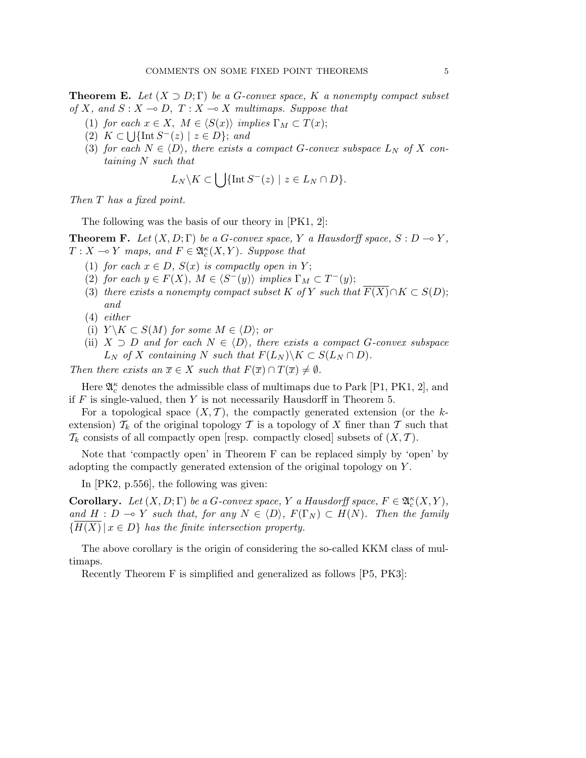**Theorem E.** *Let $(X \supset D; \Gamma)$ be a G-convex space, $K$ a nonempty compact subset of $X$, and $S : X \multimap D$, $T : X \multimap X$ multimaps. Suppose that*

1. *for each $x \in X$, $M \in \langle S(x) \rangle$ implies $\Gamma_M \subset T(x)$;*
2. *$K \subset \bigcup\{\text{Int}\, S^{-}(z) \mid z \in D\}$; and*
3. *for each $N \in \langle D \rangle$, there exists a compact G-convex subspace $L_N$ of $X$ containing $N$ such that*

$$L_N \backslash K \subset \bigcup\{\text{Int}\, S^{-}(z) \mid z \in L_N \cap D\}.$$

*Then $T$ has a fixed point.*

The following was the basis of our theory in [PK1, 2]:

**Theorem F.** *Let $(X, D; \Gamma)$ be a G-convex space, $Y$ a Hausdorff space, $S : D \multimap Y$, $T : X \multimap Y$ maps, and $F \in \mathfrak{A}_c^{\kappa}(X, Y)$. Suppose that*

1. *for each $x \in D$, $S(x)$ is compactly open in $Y$;*
2. *for each $y \in F(X)$, $M \in \langle S^{-}(y) \rangle$ implies $\Gamma_M \subset T^{-}(y)$;*
3. *there exists a nonempty compact subset $K$ of $Y$ such that $\overline{F(X)} \cap K \subset S(D)$; and*
4. *either*

   (i) *$Y \backslash K \subset S(M)$ for some $M \in \langle D \rangle$; or*

   (ii) *$X \supset D$ and for each $N \in \langle D \rangle$, there exists a compact G-convex subspace $L_N$ of $X$ containing $N$ such that $F(L_N) \backslash K \subset S(L_N \cap D)$.*

*Then there exists an $\overline{x} \in X$ such that $F(\overline{x}) \cap T(\overline{x}) \neq \emptyset$.*

Here $\mathfrak{A}_c^{\kappa}$ denotes the admissible class of multimaps due to Park [P1, PK1, 2], and if $F$ is single-valued, then $Y$ is not necessarily Hausdorff in Theorem 5.

For a topological space $(X, \mathcal{T})$, the compactly generated extension (or the $k$-extension) $\mathcal{T}_k$ of the original topology $\mathcal{T}$ is a topology of $X$ finer than $\mathcal{T}$ such that $\mathcal{T}_k$ consists of all compactly open [resp. compactly closed] subsets of $(X, \mathcal{T})$.

Note that 'compactly open' in Theorem F can be replaced simply by 'open' by adopting the compactly generated extension of the original topology on $Y$.

In [PK2, p.556], the following was given:

**Corollary.** *Let $(X, D; \Gamma)$ be a G-convex space, $Y$ a Hausdorff space, $F \in \mathfrak{A}_c^{\kappa}(X, Y)$, and $H : D \multimap Y$ such that, for any $N \in \langle D \rangle$, $F(\Gamma_N) \subset H(N)$. Then the family $\{\overline{H(X)} \mid x \in D\}$ has the finite intersection property.*

The above corollary is the origin of considering the so-called KKM class of multimaps.

Recently Theorem F is simplified and generalized as follows [P5, PK3]: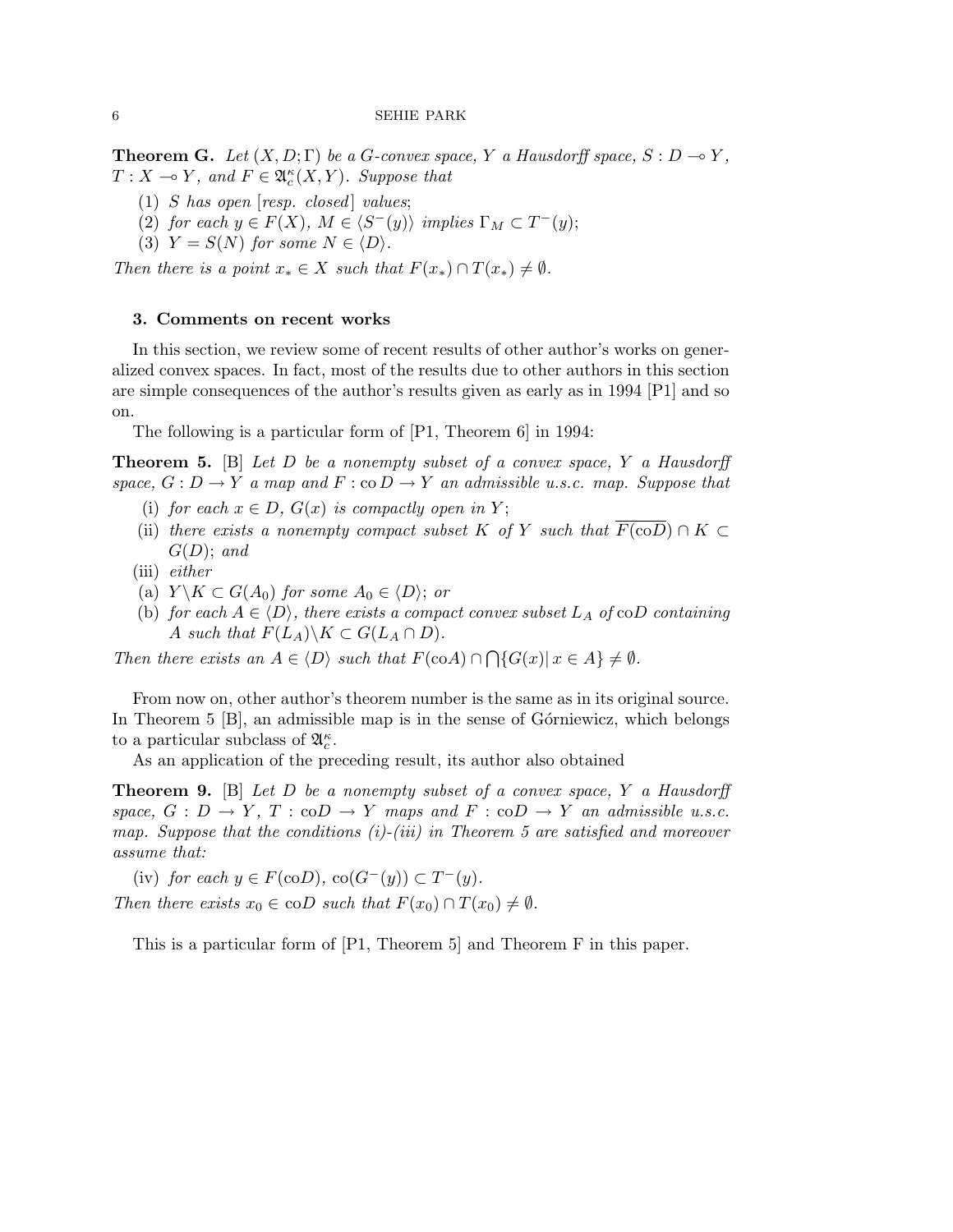**Theorem G.** *Let $(X, D; \Gamma)$ be a G-convex space, $Y$ a Hausdorff space, $S : D \multimap Y$, $T : X \multimap Y$, and $F \in \mathfrak{A}_c^\kappa(X, Y)$. Suppose that*

(1) *$S$ has open [resp. closed] values;*
(2) *for each $y \in F(X)$, $M \in \langle S^-(y)\rangle$ implies $\Gamma_M \subset T^-(y)$;*
(3) *$Y = S(N)$ for some $N \in \langle D\rangle$.*

*Then there is a point $x_* \in X$ such that $F(x_*) \cap T(x_*) \neq \emptyset$.*

### 3. Comments on recent works

In this section, we review some of recent results of other author's works on generalized convex spaces. In fact, most of the results due to other authors in this section are simple consequences of the author's results given as early as in 1994 [P1] and so on.

The following is a particular form of [P1, Theorem 6] in 1994:

**Theorem 5.** [B] *Let $D$ be a nonempty subset of a convex space, $Y$ a Hausdorff space, $G : D \to Y$ a map and $F : \mathrm{co}\, D \to Y$ an admissible u.s.c. map. Suppose that*

(i) *for each $x \in D$, $G(x)$ is compactly open in $Y$;*
(ii) *there exists a nonempty compact subset $K$ of $Y$ such that $\overline{F(\mathrm{co}D)} \cap K \subset G(D)$; and*
(iii) *either*
(a) *$Y \backslash K \subset G(A_0)$ for some $A_0 \in \langle D\rangle$; or*
(b) *for each $A \in \langle D\rangle$, there exists a compact convex subset $L_A$ of $\mathrm{co}D$ containing $A$ such that $F(L_A) \backslash K \subset G(L_A \cap D)$.*

*Then there exists an $A \in \langle D\rangle$ such that $F(\mathrm{co}A) \cap \bigcap\{G(x) |\, x \in A\} \neq \emptyset$.*

From now on, other author's theorem number is the same as in its original source. In Theorem 5 [B], an admissible map is in the sense of Górniewicz, which belongs to a particular subclass of $\mathfrak{A}_c^\kappa$.

As an application of the preceding result, its author also obtained

**Theorem 9.** [B] *Let $D$ be a nonempty subset of a convex space, $Y$ a Hausdorff space, $G : D \to Y$, $T : \mathrm{co}D \to Y$ maps and $F : \mathrm{co}D \to Y$ an admissible u.s.c. map. Suppose that the conditions (i)-(iii) in Theorem 5 are satisfied and moreover assume that:*

(iv) *for each $y \in F(\mathrm{co}D)$, $\mathrm{co}(G^-(y)) \subset T^-(y)$.*

*Then there exists $x_0 \in \mathrm{co}D$ such that $F(x_0) \cap T(x_0) \neq \emptyset$.*

This is a particular form of [P1, Theorem 5] and Theorem F in this paper.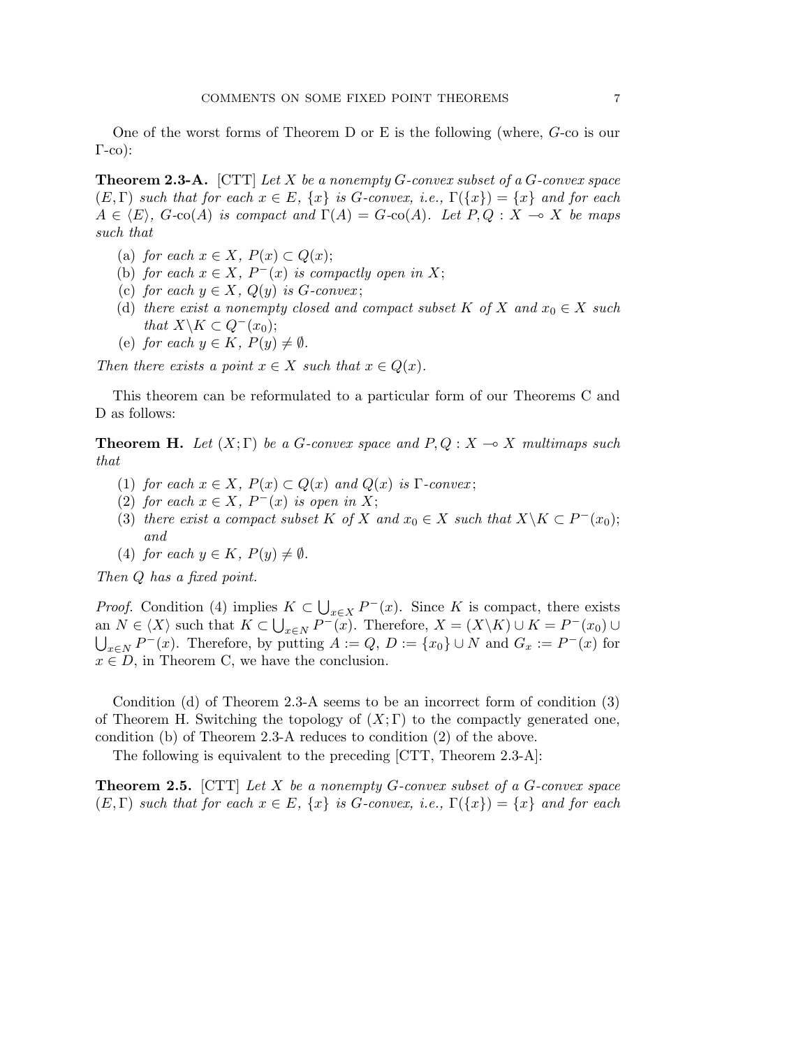One of the worst forms of Theorem D or E is the following (where, $G$-co is our $\Gamma$-co):

**Theorem 2.3-A.** [CTT] *Let $X$ be a nonempty $G$-convex subset of a $G$-convex space $(E, \Gamma)$ such that for each $x \in E$, $\{x\}$ is $G$-convex, i.e., $\Gamma(\{x\}) = \{x\}$ and for each $A \in \langle E \rangle$, $G$-co$(A)$ is compact and $\Gamma(A) = G$-co$(A)$. Let $P, Q : X \multimap X$ be maps such that*

- (a) *for each $x \in X$, $P(x) \subset Q(x)$;*
- (b) *for each $x \in X$, $P^-(x)$ is compactly open in $X$;*
- (c) *for each $y \in X$, $Q(y)$ is $G$-convex;*
- (d) *there exist a nonempty closed and compact subset $K$ of $X$ and $x_0 \in X$ such that $X \backslash K \subset Q^-(x_0)$;*
- (e) *for each $y \in K$, $P(y) \neq \emptyset$.*

*Then there exists a point $x \in X$ such that $x \in Q(x)$.*

This theorem can be reformulated to a particular form of our Theorems C and D as follows:

**Theorem H.** *Let $(X; \Gamma)$ be a $G$-convex space and $P, Q : X \multimap X$ multimaps such that*

- (1) *for each $x \in X$, $P(x) \subset Q(x)$ and $Q(x)$ is $\Gamma$-convex;*
- (2) *for each $x \in X$, $P^-(x)$ is open in $X$;*
- (3) *there exist a compact subset $K$ of $X$ and $x_0 \in X$ such that $X \backslash K \subset P^-(x_0)$; and*
- (4) *for each $y \in K$, $P(y) \neq \emptyset$.*

*Then $Q$ has a fixed point.*

*Proof.* Condition (4) implies $K \subset \bigcup_{x \in X} P^-(x)$. Since $K$ is compact, there exists an $N \in \langle X \rangle$ such that $K \subset \bigcup_{x \in N} P^-(x)$. Therefore, $X = (X \backslash K) \cup K = P^-(x_0) \cup \bigcup_{x \in N} P^-(x)$. Therefore, by putting $A := Q$, $D := \{x_0\} \cup N$ and $G_x := P^-(x)$ for $x \in D$, in Theorem C, we have the conclusion.

Condition (d) of Theorem 2.3-A seems to be an incorrect form of condition (3) of Theorem H. Switching the topology of $(X; \Gamma)$ to the compactly generated one, condition (b) of Theorem 2.3-A reduces to condition (2) of the above.

The following is equivalent to the preceding [CTT, Theorem 2.3-A]:

**Theorem 2.5.** [CTT] *Let $X$ be a nonempty $G$-convex subset of a $G$-convex space $(E, \Gamma)$ such that for each $x \in E$, $\{x\}$ is $G$-convex, i.e., $\Gamma(\{x\}) = \{x\}$ and for each*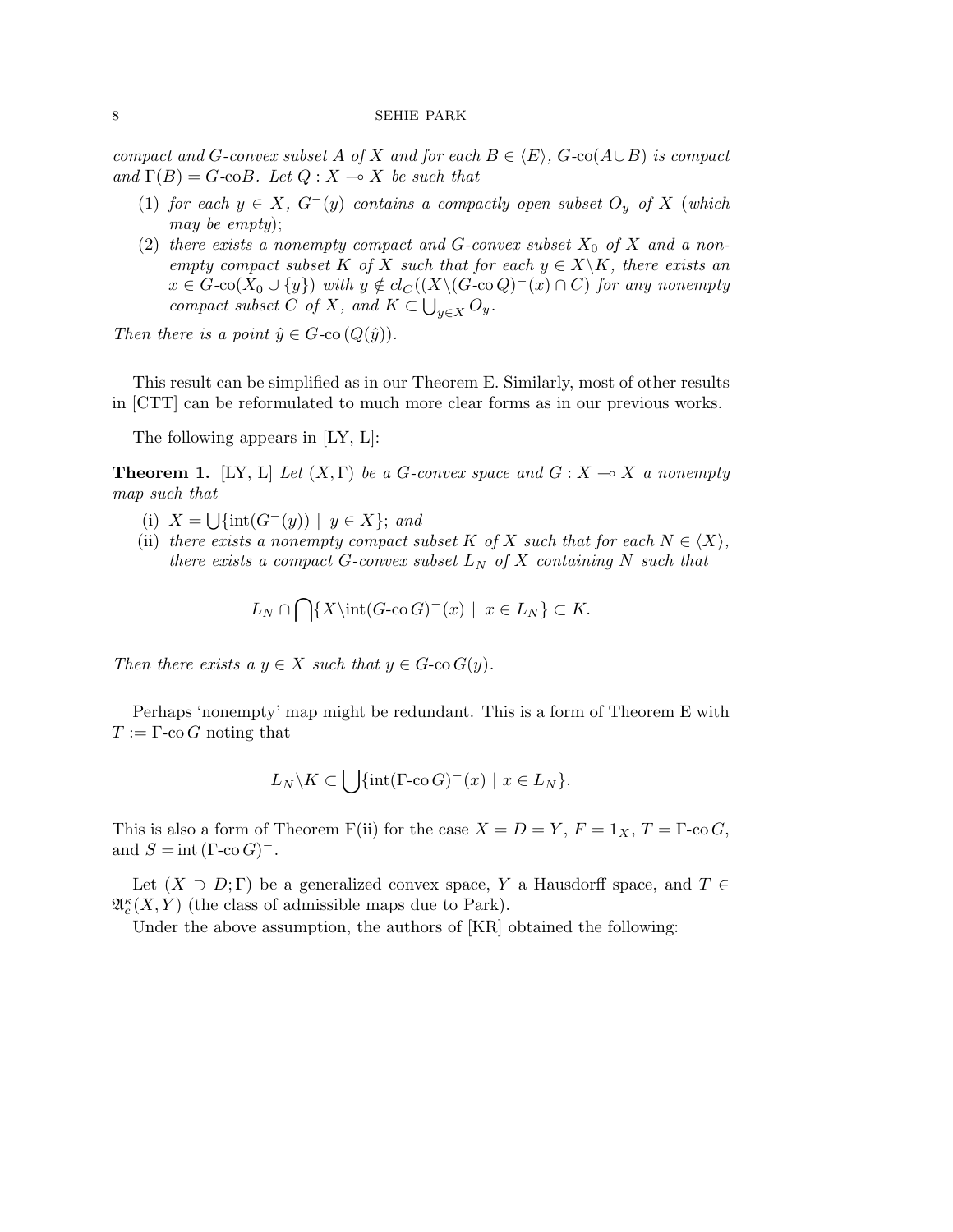*compact and $G$-convex subset $A$ of $X$ and for each $B \in \langle E \rangle$, $G$-co$(A \cup B)$ is compact and $\Gamma(B) = G$-co$B$. Let $Q : X \multimap X$ be such that*

1. *for each $y \in X$, $G^-(y)$ contains a compactly open subset $O_y$ of $X$ (which may be empty);*
2. *there exists a nonempty compact and $G$-convex subset $X_0$ of $X$ and a nonempty compact subset $K$ of $X$ such that for each $y \in X \backslash K$, there exists an $x \in G$-co$(X_0 \cup \{y\})$ with $y \notin cl_C((X \backslash (G\text{-co}\, Q)^-(x) \cap C)$ for any nonempty compact subset $C$ of $X$, and $K \subset \bigcup_{y \in X} O_y$.*

*Then there is a point $\hat{y} \in G$-co$\,(Q(\hat{y}))$.*

This result can be simplified as in our Theorem E. Similarly, most of other results in [CTT] can be reformulated to much more clear forms as in our previous works.

The following appears in [LY, L]:

**Theorem 1.** [LY, L] *Let $(X, \Gamma)$ be a $G$-convex space and $G : X \multimap X$ a nonempty map such that*

(i) *$X = \bigcup\{\text{int}(G^-(y)) \mid y \in X\}$; and*
(ii) *there exists a nonempty compact subset $K$ of $X$ such that for each $N \in \langle X \rangle$, there exists a compact $G$-convex subset $L_N$ of $X$ containing $N$ such that*

$$L_N \cap \bigcap\{X \backslash \text{int}(G\text{-co}\, G)^-(x) \mid x \in L_N\} \subset K.$$

*Then there exists a $y \in X$ such that $y \in G$-co$\,G(y)$.*

Perhaps 'nonempty' map might be redundant. This is a form of Theorem E with $T := \Gamma$-co$\,G$ noting that

$$L_N \backslash K \subset \bigcup\{\text{int}(\Gamma\text{-co}\, G)^-(x) \mid x \in L_N\}.$$

This is also a form of Theorem F(ii) for the case $X = D = Y$, $F = 1_X$, $T = \Gamma$-co$\,G$, and $S = \text{int}\,(\Gamma\text{-co}\, G)^-$.

Let $(X \supset D; \Gamma)$ be a generalized convex space, $Y$ a Hausdorff space, and $T \in \mathfrak{A}_c^\kappa(X, Y)$ (the class of admissible maps due to Park).

Under the above assumption, the authors of [KR] obtained the following: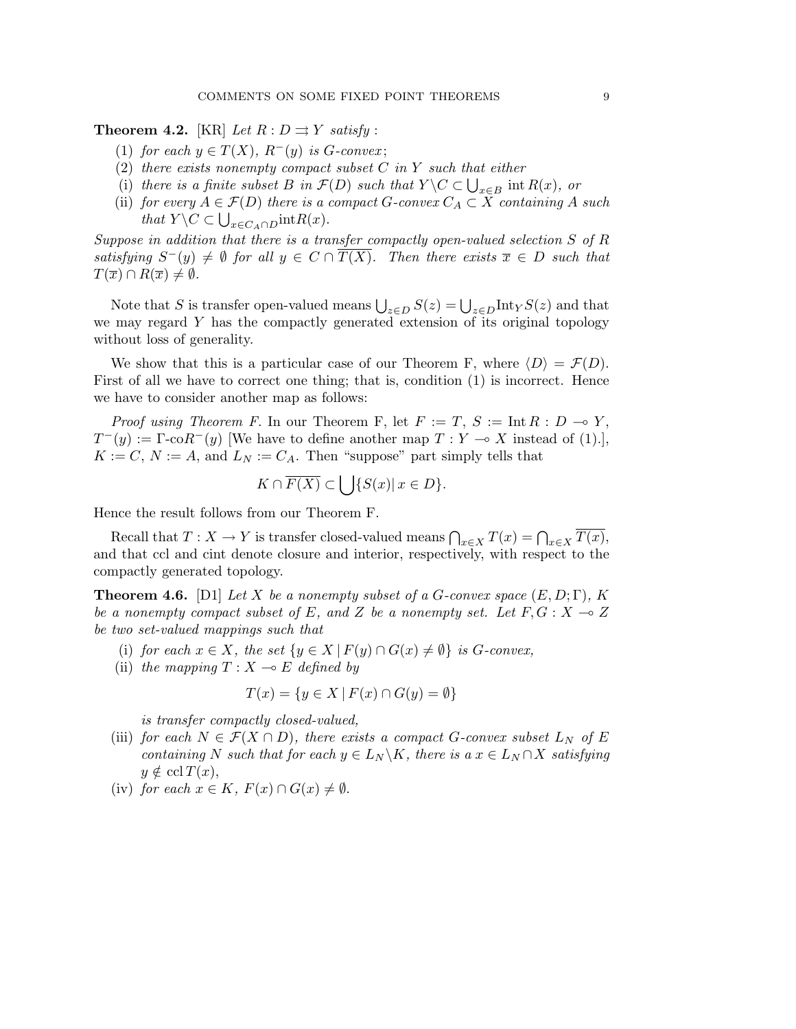**Theorem 4.2.** [KR] *Let $R : D \rightrightarrows Y$ satisfy :*

1. *for each $y \in T(X)$, $R^{-}(y)$ is G-convex;*
2. *there exists nonempty compact subset $C$ in $Y$ such that either*

 (i) *there is a finite subset $B$ in $\mathcal{F}(D)$ such that $Y \backslash C \subset \bigcup_{x \in B} \operatorname{int} R(x)$, or*

 (ii) *for every $A \in \mathcal{F}(D)$ there is a compact G-convex $C_A \subset X$ containing $A$ such that $Y \backslash C \subset \bigcup_{x \in C_A \cap D} \operatorname{int} R(x)$.*

*Suppose in addition that there is a transfer compactly open-valued selection $S$ of $R$ satisfying $S^{-}(y) \neq \emptyset$ for all $y \in C \cap \overline{T(X)}$. Then there exists $\overline{x} \in D$ such that $T(\overline{x}) \cap R(\overline{x}) \neq \emptyset$.*

Note that $S$ is transfer open-valued means $\bigcup_{z \in D} S(z) = \bigcup_{z \in D} \operatorname{Int}_Y S(z)$ and that we may regard $Y$ has the compactly generated extension of its original topology without loss of generality.

We show that this is a particular case of our Theorem F, where $\langle D \rangle = \mathcal{F}(D)$. First of all we have to correct one thing; that is, condition (1) is incorrect. Hence we have to consider another map as follows:

*Proof using Theorem F.* In our Theorem F, let $F := T$, $S := \operatorname{Int} R : D \multimap Y$, $T^{-}(y) := \Gamma\text{-co} R^{-}(y)$ [We have to define another map $T : Y \multimap X$ instead of (1).], $K := C$, $N := A$, and $L_N := C_A$. Then "suppose" part simply tells that

$$K \cap \overline{F(X)} \subset \bigcup \{S(x) \,|\, x \in D\}.$$

Hence the result follows from our Theorem F.

Recall that $T : X \to Y$ is transfer closed-valued means $\bigcap_{x \in X} T(x) = \bigcap_{x \in X} \overline{T(x)}$, and that ccl and cint denote closure and interior, respectively, with respect to the compactly generated topology.

**Theorem 4.6.** [D1] *Let $X$ be a nonempty subset of a G-convex space $(E, D; \Gamma)$, $K$ be a nonempty compact subset of $E$, and $Z$ be a nonempty set. Let $F, G : X \multimap Z$ be two set-valued mappings such that*

(i) *for each $x \in X$, the set $\{y \in X \,|\, F(y) \cap G(x) \neq \emptyset\}$ is G-convex,*

(ii) *the mapping $T : X \multimap E$ defined by*

$$T(x) = \{y \in X \,|\, F(x) \cap G(y) = \emptyset\}$$

*is transfer compactly closed-valued,*

(iii) *for each $N \in \mathcal{F}(X \cap D)$, there exists a compact G-convex subset $L_N$ of $E$ containing $N$ such that for each $y \in L_N \backslash K$, there is a $x \in L_N \cap X$ satisfying $y \notin \operatorname{ccl} T(x)$,*

(iv) *for each $x \in K$, $F(x) \cap G(x) \neq \emptyset$.*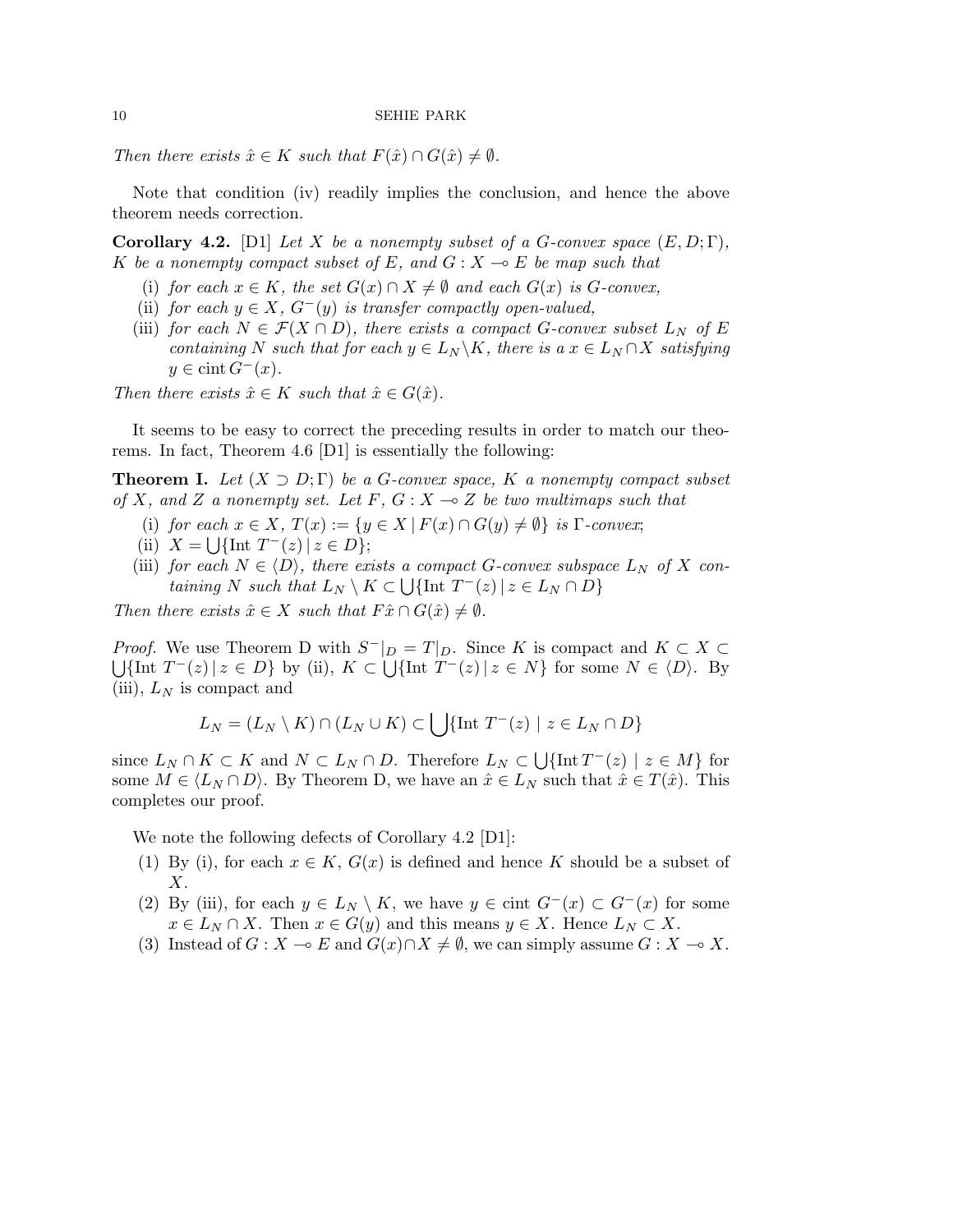*Then there exists $\hat{x} \in K$ such that $F(\hat{x}) \cap G(\hat{x}) \neq \emptyset$.*

Note that condition (iv) readily implies the conclusion, and hence the above theorem needs correction.

**Corollary 4.2.** [D1] *Let $X$ be a nonempty subset of a $G$-convex space $(E, D; \Gamma)$, $K$ be a nonempty compact subset of $E$, and $G : X \multimap E$ be map such that*

- (i) *for each $x \in K$, the set $G(x) \cap X \neq \emptyset$ and each $G(x)$ is $G$-convex,*
- (ii) *for each $y \in X$, $G^{-}(y)$ is transfer compactly open-valued,*
- (iii) *for each $N \in \mathcal{F}(X \cap D)$, there exists a compact $G$-convex subset $L_N$ of $E$ containing $N$ such that for each $y \in L_N \backslash K$, there is a $x \in L_N \cap X$ satisfying $y \in \operatorname{cint} G^{-}(x)$.*

*Then there exists $\hat{x} \in K$ such that $\hat{x} \in G(\hat{x})$.*

It seems to be easy to correct the preceding results in order to match our theorems. In fact, Theorem 4.6 [D1] is essentially the following:

**Theorem I.** *Let $(X \supset D; \Gamma)$ be a $G$-convex space, $K$ a nonempty compact subset of $X$, and $Z$ a nonempty set. Let $F$, $G : X \multimap Z$ be two multimaps such that*

- (i) *for each $x \in X$, $T(x) := \{y \in X \mid F(x) \cap G(y) \neq \emptyset\}$ is $\Gamma$-convex;*
- (ii) *$X = \bigcup\{\text{Int } T^{-}(z) \mid z \in D\}$;*
- (iii) *for each $N \in \langle D \rangle$, there exists a compact $G$-convex subspace $L_N$ of $X$ containing $N$ such that $L_N \setminus K \subset \bigcup\{\text{Int } T^{-}(z) \mid z \in L_N \cap D\}$*

*Then there exists $\hat{x} \in X$ such that $F\hat{x} \cap G(\hat{x}) \neq \emptyset$.*

*Proof.* We use Theorem D with $S^{-}|_D = T|_D$. Since $K$ is compact and $K \subset X \subset \bigcup\{\text{Int } T^{-}(z) \mid z \in D\}$ by (ii), $K \subset \bigcup\{\text{Int } T^{-}(z) \mid z \in N\}$ for some $N \in \langle D \rangle$. By (iii), $L_N$ is compact and

$$L_N = (L_N \setminus K) \cap (L_N \cup K) \subset \bigcup\{\text{Int } T^{-}(z) \mid z \in L_N \cap D\}$$

since $L_N \cap K \subset K$ and $N \subset L_N \cap D$. Therefore $L_N \subset \bigcup\{\text{Int } T^{-}(z) \mid z \in M\}$ for some $M \in \langle L_N \cap D \rangle$. By Theorem D, we have an $\hat{x} \in L_N$ such that $\hat{x} \in T(\hat{x})$. This completes our proof.

We note the following defects of Corollary 4.2 [D1]:

1. By (i), for each $x \in K$, $G(x)$ is defined and hence $K$ should be a subset of $X$.
2. By (iii), for each $y \in L_N \setminus K$, we have $y \in \operatorname{cint} G^{-}(x) \subset G^{-}(x)$ for some $x \in L_N \cap X$. Then $x \in G(y)$ and this means $y \in X$. Hence $L_N \subset X$.
3. Instead of $G : X \multimap E$ and $G(x) \cap X \neq \emptyset$, we can simply assume $G : X \multimap X$.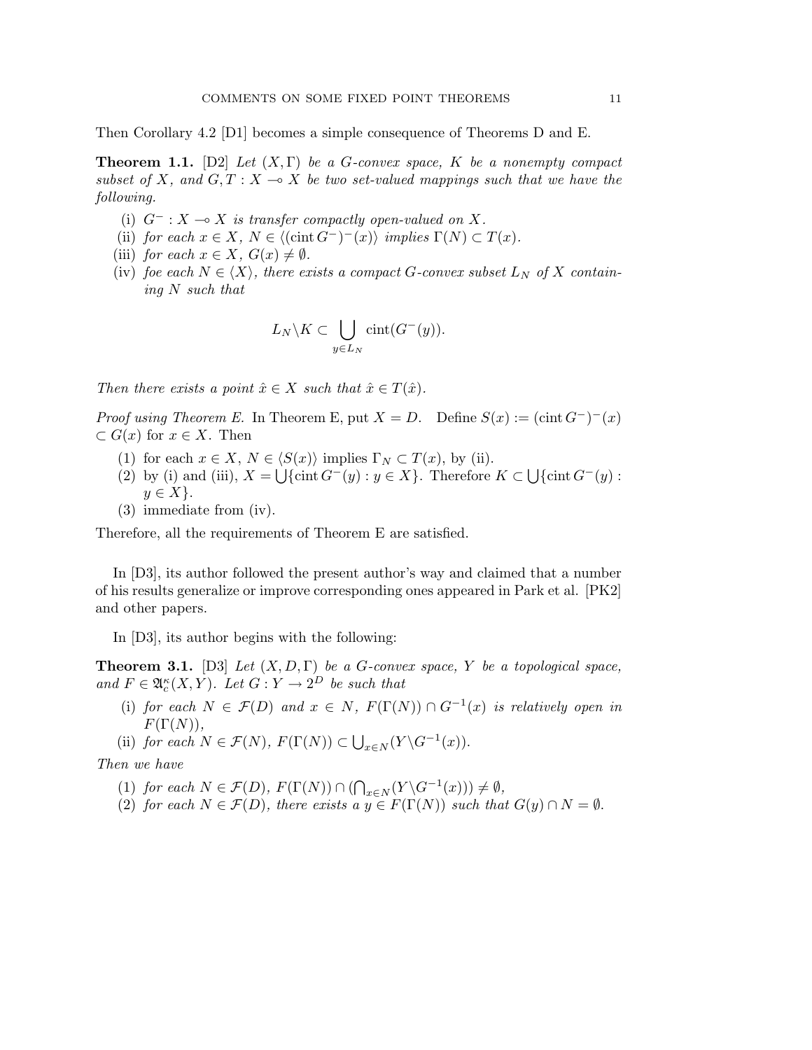Then Corollary 4.2 [D1] becomes a simple consequence of Theorems D and E.

**Theorem 1.1.** [D2] *Let $(X, \Gamma)$ be a G-convex space, $K$ be a nonempty compact subset of $X$, and $G, T : X \multimap X$ be two set-valued mappings such that we have the following.*

(i) *$G^- : X \multimap X$ is transfer compactly open-valued on $X$.*
(ii) *for each $x \in X$, $N \in \langle (\text{cint}\, G^-)^-(x) \rangle$ implies $\Gamma(N) \subset T(x)$.*
(iii) *for each $x \in X$, $G(x) \neq \emptyset$.*
(iv) *foe each $N \in \langle X \rangle$, there exists a compact G-convex subset $L_N$ of $X$ containing $N$ such that*

$$L_N \backslash K \subset \bigcup_{y \in L_N} \text{cint}(G^-(y)).$$

*Then there exists a point $\hat{x} \in X$ such that $\hat{x} \in T(\hat{x})$.*

*Proof using Theorem E.* In Theorem E, put $X = D$. Define $S(x) := (\text{cint}\, G^-)^-(x) \subset G(x)$ for $x \in X$. Then

(1) for each $x \in X$, $N \in \langle S(x) \rangle$ implies $\Gamma_N \subset T(x)$, by (ii).
(2) by (i) and (iii), $X = \bigcup \{\text{cint}\, G^-(y) : y \in X\}$. Therefore $K \subset \bigcup \{\text{cint}\, G^-(y) : y \in X\}$.
(3) immediate from (iv).

Therefore, all the requirements of Theorem E are satisfied.

In [D3], its author followed the present author's way and claimed that a number of his results generalize or improve corresponding ones appeared in Park et al. [PK2] and other papers.

In [D3], its author begins with the following:

**Theorem 3.1.** [D3] *Let $(X, D, \Gamma)$ be a G-convex space, $Y$ be a topological space, and $F \in \mathfrak{A}_c^\kappa(X, Y)$. Let $G : Y \to 2^D$ be such that*

(i) *for each $N \in \mathcal{F}(D)$ and $x \in N$, $F(\Gamma(N)) \cap G^{-1}(x)$ is relatively open in $F(\Gamma(N))$,*
(ii) *for each $N \in \mathcal{F}(N)$, $F(\Gamma(N)) \subset \bigcup_{x \in N}(Y \backslash G^{-1}(x))$.*

*Then we have*

(1) *for each $N \in \mathcal{F}(D)$, $F(\Gamma(N)) \cap (\bigcap_{x \in N}(Y \backslash G^{-1}(x))) \neq \emptyset$,*
(2) *for each $N \in \mathcal{F}(D)$, there exists a $y \in F(\Gamma(N))$ such that $G(y) \cap N = \emptyset$.*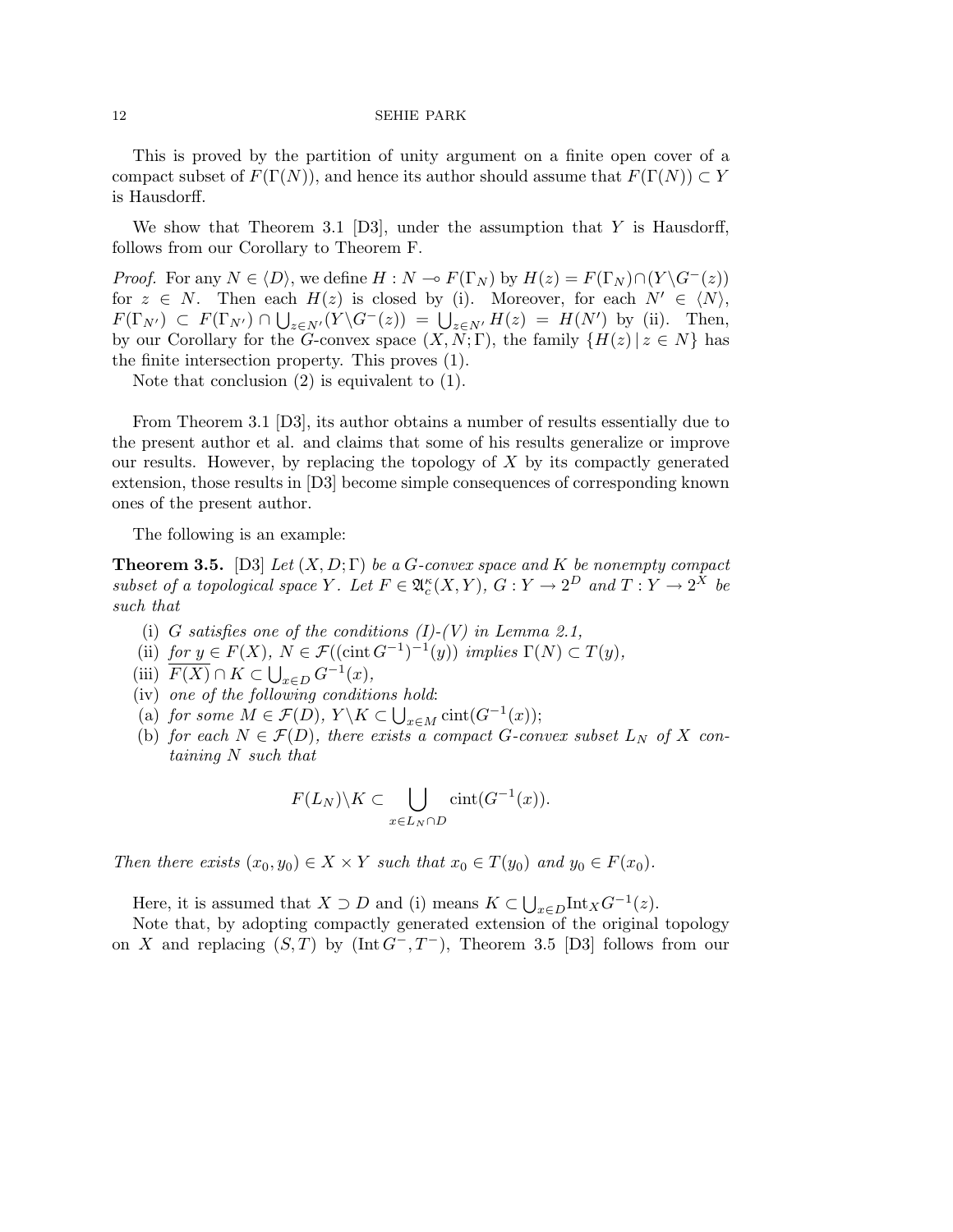This is proved by the partition of unity argument on a finite open cover of a compact subset of $F(\Gamma(N))$, and hence its author should assume that $F(\Gamma(N)) \subset Y$ is Hausdorff.

We show that Theorem 3.1 [D3], under the assumption that $Y$ is Hausdorff, follows from our Corollary to Theorem F.

*Proof.* For any $N \in \langle D \rangle$, we define $H : N \multimap F(\Gamma_N)$ by $H(z) = F(\Gamma_N) \cap (Y \backslash G^{-}(z))$ for $z \in N$. Then each $H(z)$ is closed by (i). Moreover, for each $N' \in \langle N \rangle$, $F(\Gamma_{N'}) \subset F(\Gamma_{N'}) \cap \bigcup_{z \in N'} (Y \backslash G^{-}(z)) = \bigcup_{z \in N'} H(z) = H(N')$ by (ii). Then, by our Corollary for the $G$-convex space $(X, N; \Gamma)$, the family $\{H(z) \,|\, z \in N\}$ has the finite intersection property. This proves (1).

Note that conclusion (2) is equivalent to (1).

From Theorem 3.1 [D3], its author obtains a number of results essentially due to the present author et al. and claims that some of his results generalize or improve our results. However, by replacing the topology of $X$ by its compactly generated extension, those results in [D3] become simple consequences of corresponding known ones of the present author.

The following is an example:

**Theorem 3.5.** [D3] *Let $(X, D; \Gamma)$ be a $G$-convex space and $K$ be nonempty compact subset of a topological space $Y$. Let $F \in \mathfrak{A}_c^{\kappa}(X, Y)$, $G : Y \to 2^D$ and $T : Y \to 2^X$ be such that*

- (i) *$G$ satisfies one of the conditions (I)-(V) in Lemma 2.1,*
- (ii) *for $y \in F(X)$, $N \in \mathcal{F}((\text{cint}\, G^{-1})^{-1}(y))$ implies $\Gamma(N) \subset T(y)$,*
- (iii) *$\overline{F(X)} \cap K \subset \bigcup_{x \in D} G^{-1}(x)$,*
- (iv) *one of the following conditions hold:*
  - (a) *for some $M \in \mathcal{F}(D)$, $Y \backslash K \subset \bigcup_{x \in M} \text{cint}(G^{-1}(x))$;*
  - (b) *for each $N \in \mathcal{F}(D)$, there exists a compact $G$-convex subset $L_N$ of $X$ containing $N$ such that*

$$F(L_N) \backslash K \subset \bigcup_{x \in L_N \cap D} \text{cint}(G^{-1}(x)).$$

*Then there exists $(x_0, y_0) \in X \times Y$ such that $x_0 \in T(y_0)$ and $y_0 \in F(x_0)$.*

Here, it is assumed that $X \supset D$ and (i) means $K \subset \bigcup_{x \in D} \text{Int}_X G^{-1}(z)$.

Note that, by adopting compactly generated extension of the original topology on $X$ and replacing $(S, T)$ by $(\text{Int}\, G^{-}, T^{-})$, Theorem 3.5 [D3] follows from our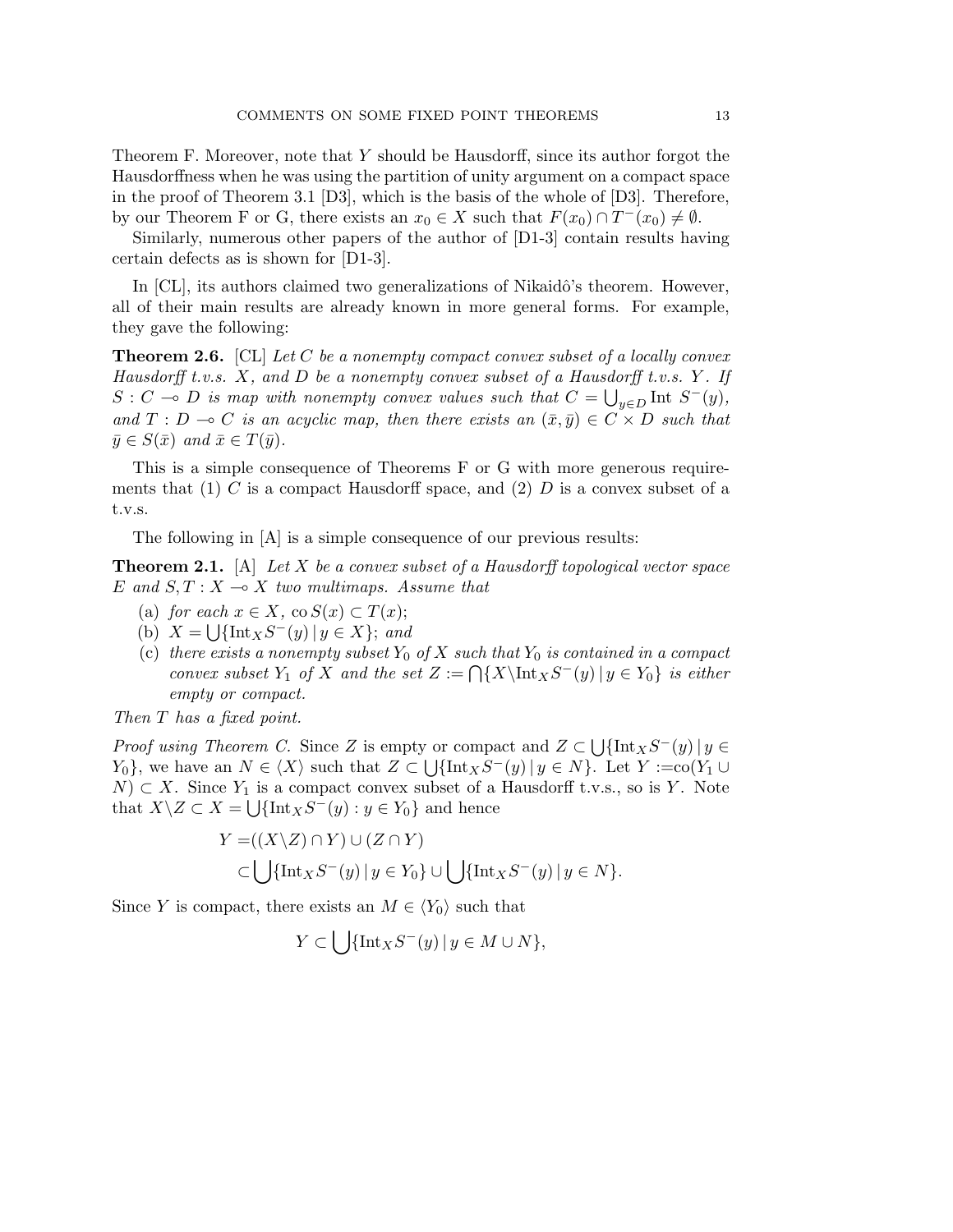Theorem F. Moreover, note that $Y$ should be Hausdorff, since its author forgot the Hausdorffness when he was using the partition of unity argument on a compact space in the proof of Theorem 3.1 [D3], which is the basis of the whole of [D3]. Therefore, by our Theorem F or G, there exists an $x_0 \in X$ such that $F(x_0) \cap T^-(x_0) \neq \emptyset$.

Similarly, numerous other papers of the author of [D1-3] contain results having certain defects as is shown for [D1-3].

In [CL], its authors claimed two generalizations of Nikaidô's theorem. However, all of their main results are already known in more general forms. For example, they gave the following:

**Theorem 2.6.** [CL] *Let $C$ be a nonempty compact convex subset of a locally convex Hausdorff t.v.s. $X$, and $D$ be a nonempty convex subset of a Hausdorff t.v.s. $Y$. If $S : C \multimap D$ is map with nonempty convex values such that $C = \bigcup_{y \in D} \operatorname{Int} S^-(y)$, and $T : D \multimap C$ is an acyclic map, then there exists an $(\bar{x}, \bar{y}) \in C \times D$ such that $\bar{y} \in S(\bar{x})$ and $\bar{x} \in T(\bar{y})$.*

This is a simple consequence of Theorems F or G with more generous requirements that (1) $C$ is a compact Hausdorff space, and (2) $D$ is a convex subset of a t.v.s.

The following in [A] is a simple consequence of our previous results:

**Theorem 2.1.** [A] *Let $X$ be a convex subset of a Hausdorff topological vector space $E$ and $S, T : X \multimap X$ two multimaps. Assume that*

- (a) *for each $x \in X$, $\operatorname{co} S(x) \subset T(x)$;*
- (b) *$X = \bigcup \{\operatorname{Int}_X S^-(y) \mid y \in X\}$; and*
- (c) *there exists a nonempty subset $Y_0$ of $X$ such that $Y_0$ is contained in a compact convex subset $Y_1$ of $X$ and the set $Z := \bigcap \{X \backslash \operatorname{Int}_X S^-(y) \mid y \in Y_0\}$ is either empty or compact.*

*Then $T$ has a fixed point.*

*Proof using Theorem C.* Since $Z$ is empty or compact and $Z \subset \bigcup \{\operatorname{Int}_X S^-(y) \mid y \in Y_0\}$, we have an $N \in \langle X \rangle$ such that $Z \subset \bigcup \{\operatorname{Int}_X S^-(y) \mid y \in N\}$. Let $Y := \operatorname{co}(Y_1 \cup N) \subset X$. Since $Y_1$ is a compact convex subset of a Hausdorff t.v.s., so is $Y$. Note that $X \backslash Z \subset X = \bigcup \{\operatorname{Int}_X S^-(y) : y \in Y_0\}$ and hence

$$
\begin{aligned}
Y =& ((X \backslash Z) \cap Y) \cup (Z \cap Y) \\
\subset& \bigcup \{\operatorname{Int}_X S^-(y) \mid y \in Y_0\} \cup \bigcup \{\operatorname{Int}_X S^-(y) \mid y \in N\}.
\end{aligned}
$$

Since $Y$ is compact, there exists an $M \in \langle Y_0 \rangle$ such that

$$
Y \subset \bigcup \{\operatorname{Int}_X S^-(y) \mid y \in M \cup N\},
$$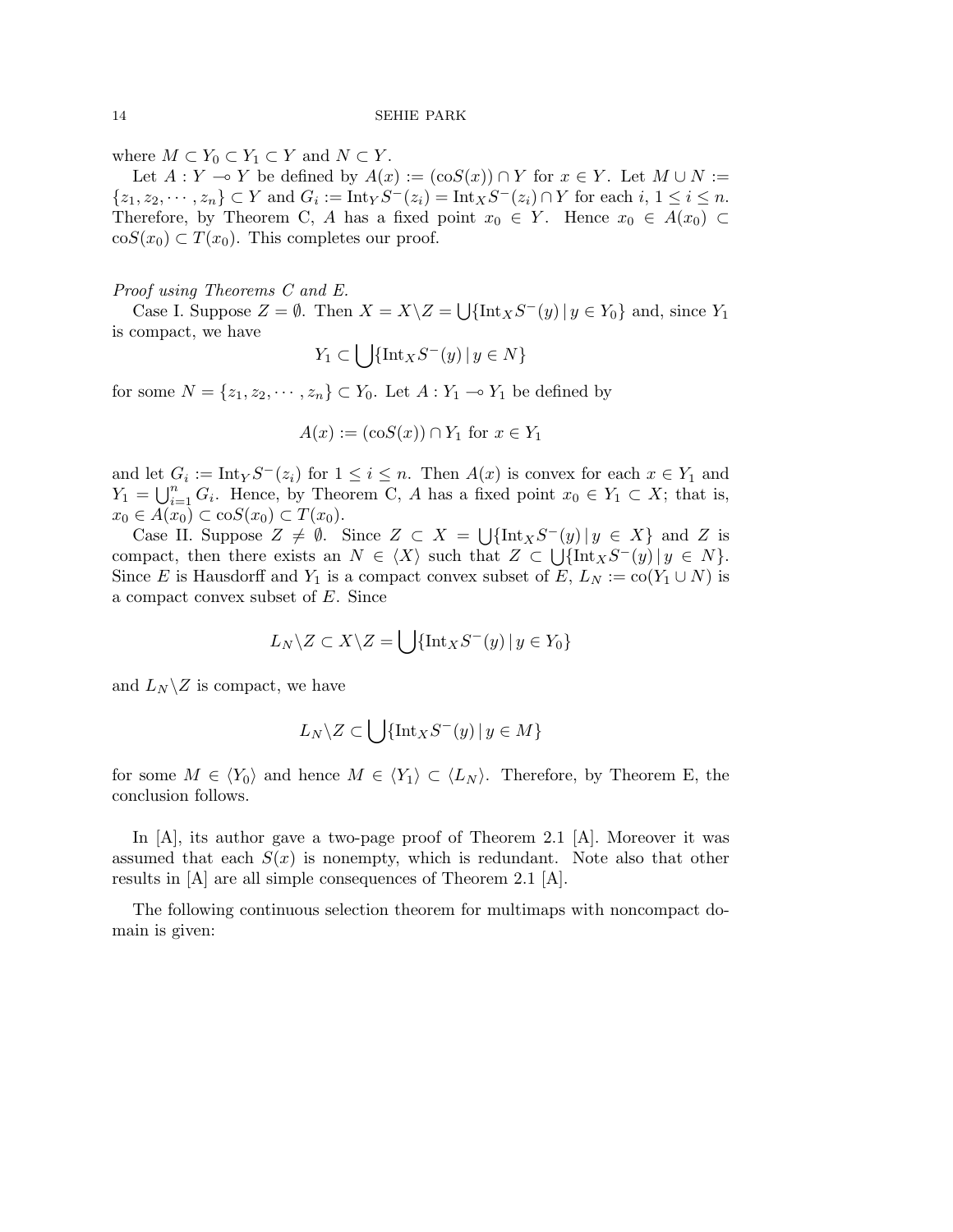where $M \subset Y_0 \subset Y_1 \subset Y$ and $N \subset Y$.

Let $A : Y \multimap Y$ be defined by $A(x) := (\mathrm{co}S(x)) \cap Y$ for $x \in Y$. Let $M \cup N := \{z_1, z_2, \cdots, z_n\} \subset Y$ and $G_i := \mathrm{Int}_Y S^-(z_i) = \mathrm{Int}_X S^-(z_i) \cap Y$ for each $i$, $1 \le i \le n$. Therefore, by Theorem C, $A$ has a fixed point $x_0 \in Y$. Hence $x_0 \in A(x_0) \subset \mathrm{co}S(x_0) \subset T(x_0)$. This completes our proof.

*Proof using Theorems C and E.*

Case I. Suppose $Z = \emptyset$. Then $X = X \backslash Z = \bigcup \{\mathrm{Int}_X S^-(y) \,|\, y \in Y_0\}$ and, since $Y_1$ is compact, we have

$$Y_1 \subset \bigcup \{\mathrm{Int}_X S^-(y) \,|\, y \in N\}$$

for some $N = \{z_1, z_2, \cdots, z_n\} \subset Y_0$. Let $A : Y_1 \multimap Y_1$ be defined by

$$A(x) := (\mathrm{co}S(x)) \cap Y_1 \text{ for } x \in Y_1$$

and let $G_i := \mathrm{Int}_Y S^-(z_i)$ for $1 \le i \le n$. Then $A(x)$ is convex for each $x \in Y_1$ and $Y_1 = \bigcup_{i=1}^n G_i$. Hence, by Theorem C, $A$ has a fixed point $x_0 \in Y_1 \subset X$; that is, $x_0 \in A(x_0) \subset \mathrm{co}S(x_0) \subset T(x_0)$.

Case II. Suppose $Z \neq \emptyset$. Since $Z \subset X = \bigcup \{\mathrm{Int}_X S^-(y) \,|\, y \in X\}$ and $Z$ is compact, then there exists an $N \in \langle X \rangle$ such that $Z \subset \bigcup \{\mathrm{Int}_X S^-(y) \,|\, y \in N\}$. Since $E$ is Hausdorff and $Y_1$ is a compact convex subset of $E$, $L_N := \mathrm{co}(Y_1 \cup N)$ is a compact convex subset of $E$. Since

$$L_N \backslash Z \subset X \backslash Z = \bigcup \{\mathrm{Int}_X S^-(y) \,|\, y \in Y_0\}$$

and $L_N \backslash Z$ is compact, we have

$$L_N \backslash Z \subset \bigcup \{\mathrm{Int}_X S^-(y) \,|\, y \in M\}$$

for some $M \in \langle Y_0 \rangle$ and hence $M \in \langle Y_1 \rangle \subset \langle L_N \rangle$. Therefore, by Theorem E, the conclusion follows.

In [A], its author gave a two-page proof of Theorem 2.1 [A]. Moreover it was assumed that each $S(x)$ is nonempty, which is redundant. Note also that other results in [A] are all simple consequences of Theorem 2.1 [A].

The following continuous selection theorem for multimaps with noncompact domain is given: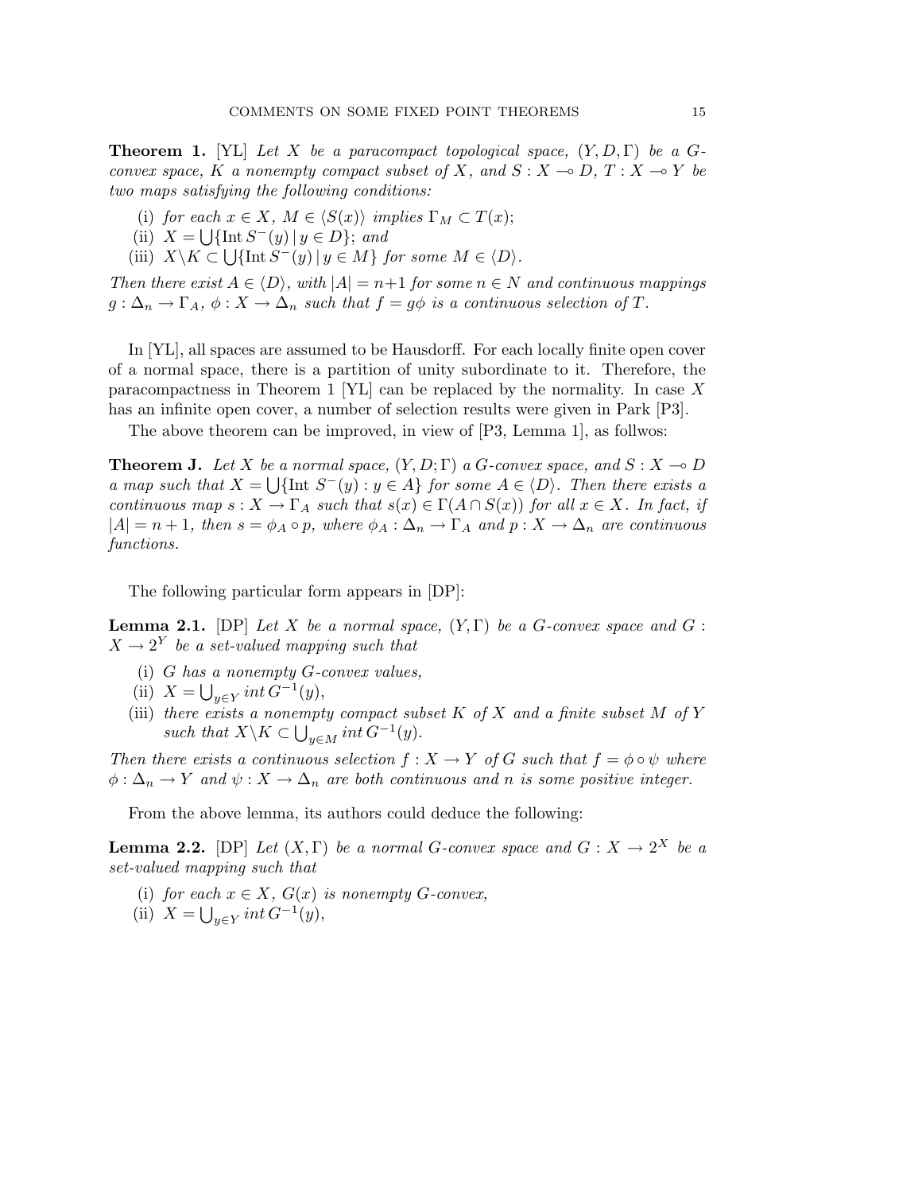**Theorem 1.** [YL] *Let $X$ be a paracompact topological space, $(Y, D, \Gamma)$ be a G-convex space, $K$ a nonempty compact subset of $X$, and $S : X \multimap D$, $T : X \multimap Y$ be two maps satisfying the following conditions:*

(i) *for each $x \in X$, $M \in \langle S(x) \rangle$ implies $\Gamma_M \subset T(x)$;*
(ii) *$X = \bigcup \{\text{Int}\, S^-(y) \,|\, y \in D\}$; and*
(iii) *$X \backslash K \subset \bigcup \{\text{Int}\, S^-(y) \,|\, y \in M\}$ for some $M \in \langle D \rangle$.*

*Then there exist $A \in \langle D \rangle$, with $|A| = n+1$ for some $n \in N$ and continuous mappings $g : \Delta_n \to \Gamma_A$, $\phi : X \to \Delta_n$ such that $f = g\phi$ is a continuous selection of $T$.*

In [YL], all spaces are assumed to be Hausdorff. For each locally finite open cover of a normal space, there is a partition of unity subordinate to it. Therefore, the paracompactness in Theorem 1 [YL] can be replaced by the normality. In case $X$ has an infinite open cover, a number of selection results were given in Park [P3].

The above theorem can be improved, in view of [P3, Lemma 1], as follwos:

**Theorem J.** *Let $X$ be a normal space, $(Y, D; \Gamma)$ a G-convex space, and $S : X \multimap D$ a map such that $X = \bigcup \{\text{Int }S^-(y) : y \in A\}$ for some $A \in \langle D \rangle$. Then there exists a continuous map $s : X \to \Gamma_A$ such that $s(x) \in \Gamma(A \cap S(x))$ for all $x \in X$. In fact, if $|A| = n + 1$, then $s = \phi_A \circ p$, where $\phi_A : \Delta_n \to \Gamma_A$ and $p : X \to \Delta_n$ are continuous functions.*

The following particular form appears in [DP]:

**Lemma 2.1.** [DP] *Let $X$ be a normal space, $(Y, \Gamma)$ be a G-convex space and $G : X \to 2^Y$ be a set-valued mapping such that*

(i) *$G$ has a nonempty G-convex values,*
(ii) *$X = \bigcup_{y \in Y} int\, G^{-1}(y)$,*
(iii) *there exists a nonempty compact subset $K$ of $X$ and a finite subset $M$ of $Y$ such that $X \backslash K \subset \bigcup_{y \in M} int\, G^{-1}(y)$.*

*Then there exists a continuous selection $f : X \to Y$ of $G$ such that $f = \phi \circ \psi$ where $\phi : \Delta_n \to Y$ and $\psi : X \to \Delta_n$ are both continuous and $n$ is some positive integer.*

From the above lemma, its authors could deduce the following:

**Lemma 2.2.** [DP] *Let $(X, \Gamma)$ be a normal G-convex space and $G : X \to 2^X$ be a set-valued mapping such that*

(i) *for each $x \in X$, $G(x)$ is nonempty G-convex,*
(ii) *$X = \bigcup_{y \in Y} int\, G^{-1}(y)$,*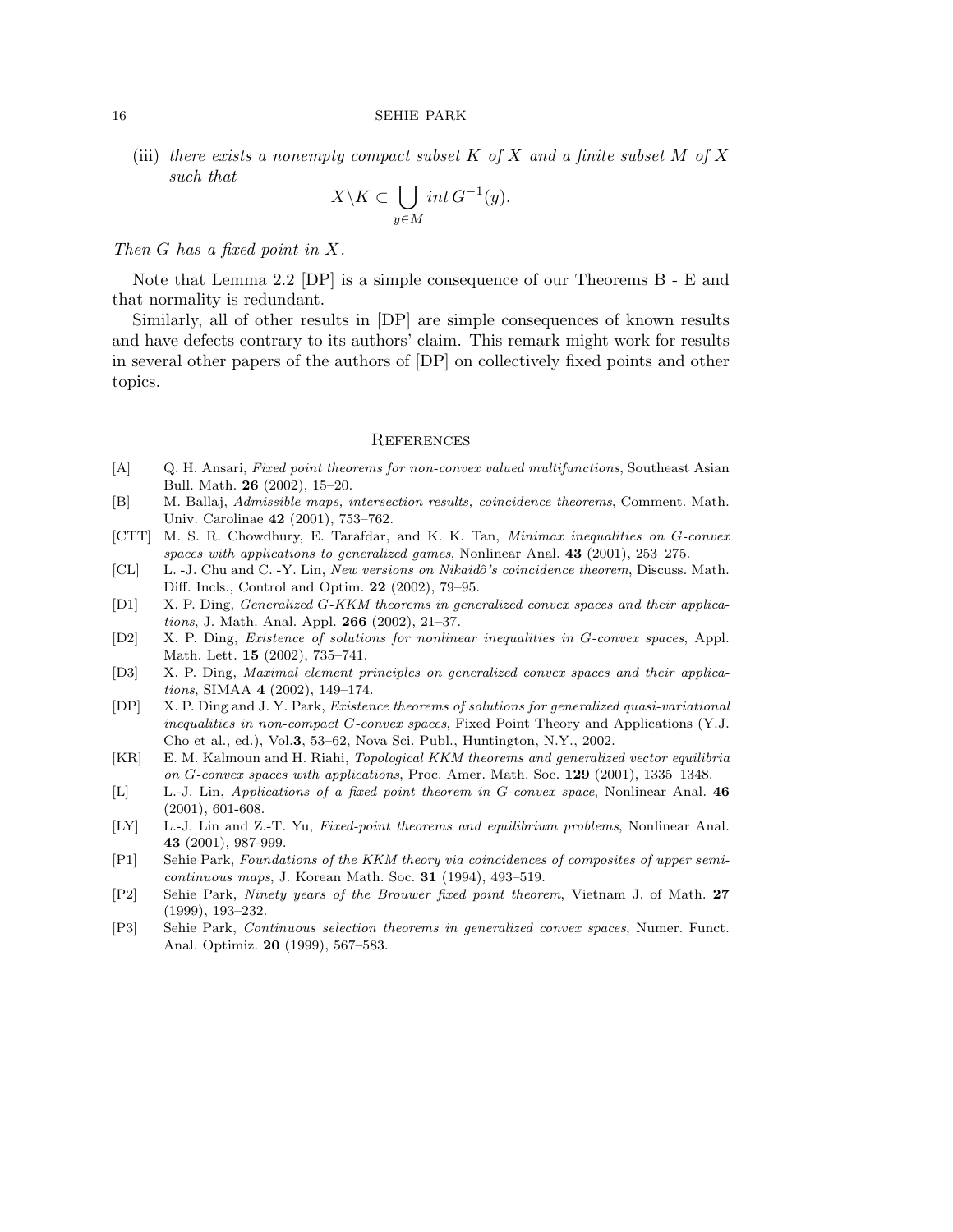(iii) *there exists a nonempty compact subset $K$ of $X$ and a finite subset $M$ of $X$ such that*

$$X \backslash K \subset \bigcup_{y \in M} int\, G^{-1}(y).$$

*Then $G$ has a fixed point in $X$.*

Note that Lemma 2.2 [DP] is a simple consequence of our Theorems B - E and that normality is redundant.

Similarly, all of other results in [DP] are simple consequences of known results and have defects contrary to its authors' claim. This remark might work for results in several other papers of the authors of [DP] on collectively fixed points and other topics.

## References

[A] Q. H. Ansari, *Fixed point theorems for non-convex valued multifunctions*, Southeast Asian Bull. Math. **26** (2002), 15–20.

[B] M. Ballaj, *Admissible maps, intersection results, coincidence theorems*, Comment. Math. Univ. Carolinae **42** (2001), 753–762.

[CTT] M. S. R. Chowdhury, E. Tarafdar, and K. K. Tan, *Minimax inequalities on $G$-convex spaces with applications to generalized games*, Nonlinear Anal. **43** (2001), 253–275.

[CL] L. -J. Chu and C. -Y. Lin, *New versions on Nikaidô's coincidence theorem*, Discuss. Math. Diff. Incls., Control and Optim. **22** (2002), 79–95.

[D1] X. P. Ding, *Generalized $G$-KKM theorems in generalized convex spaces and their applications*, J. Math. Anal. Appl. **266** (2002), 21–37.

[D2] X. P. Ding, *Existence of solutions for nonlinear inequalities in $G$-convex spaces*, Appl. Math. Lett. **15** (2002), 735–741.

[D3] X. P. Ding, *Maximal element principles on generalized convex spaces and their applications*, SIMAA **4** (2002), 149–174.

[DP] X. P. Ding and J. Y. Park, *Existence theorems of solutions for generalized quasi-variational inequalities in non-compact $G$-convex spaces*, Fixed Point Theory and Applications (Y.J. Cho et al., ed.), Vol.**3**, 53–62, Nova Sci. Publ., Huntington, N.Y., 2002.

[KR] E. M. Kalmoun and H. Riahi, *Topological KKM theorems and generalized vector equilibria on $G$-convex spaces with applications*, Proc. Amer. Math. Soc. **129** (2001), 1335–1348.

[L] L.-J. Lin, *Applications of a fixed point theorem in $G$-convex space*, Nonlinear Anal. **46** (2001), 601-608.

[LY] L.-J. Lin and Z.-T. Yu, *Fixed-point theorems and equilibrium problems*, Nonlinear Anal. **43** (2001), 987-999.

[P1] Sehie Park, *Foundations of the KKM theory via coincidences of composites of upper semicontinuous maps*, J. Korean Math. Soc. **31** (1994), 493–519.

[P2] Sehie Park, *Ninety years of the Brouwer fixed point theorem*, Vietnam J. of Math. **27** (1999), 193–232.

[P3] Sehie Park, *Continuous selection theorems in generalized convex spaces*, Numer. Funct. Anal. Optimiz. **20** (1999), 567–583.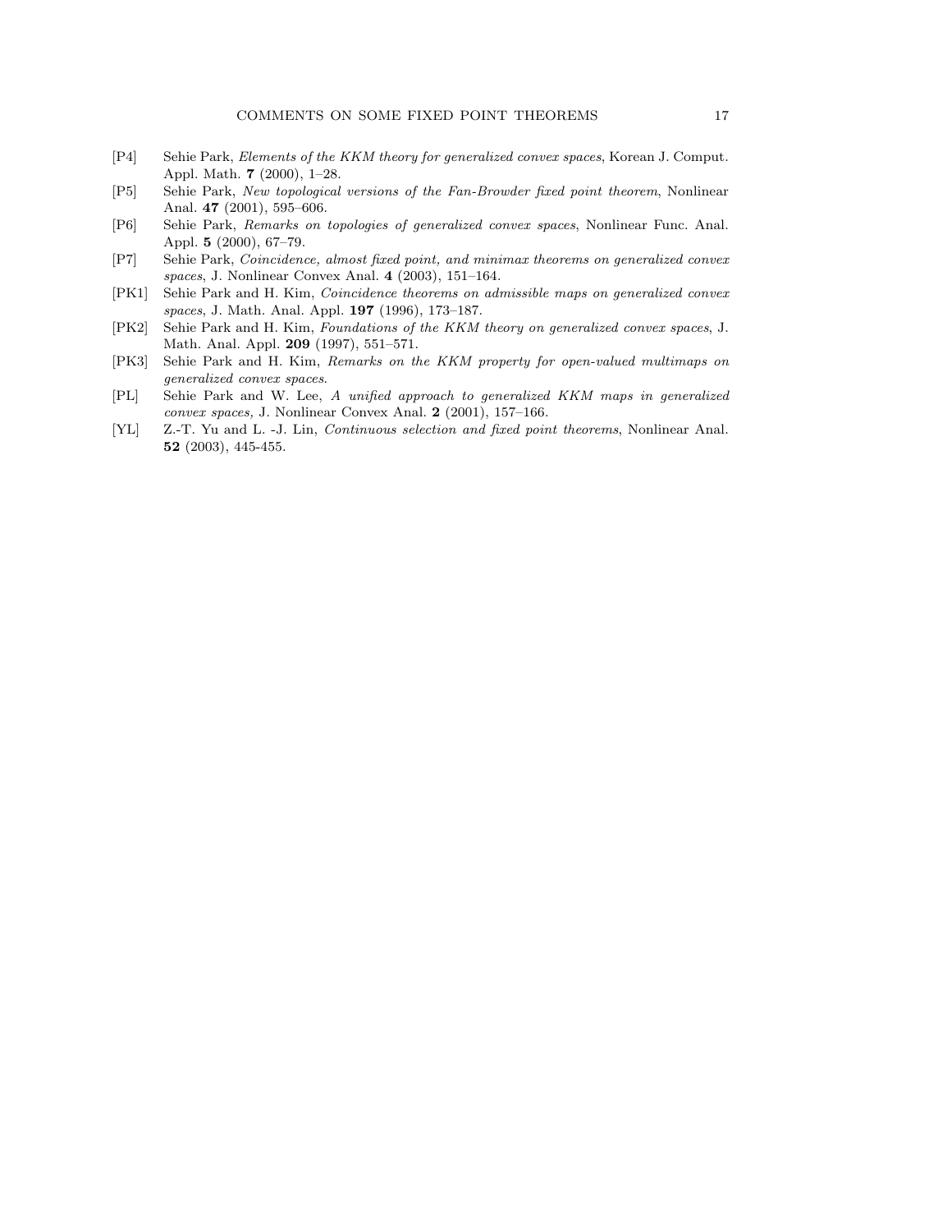[P4] Sehie Park, *Elements of the KKM theory for generalized convex spaces*, Korean J. Comput. Appl. Math. **7** (2000), 1–28.

[P5] Sehie Park, *New topological versions of the Fan-Browder fixed point theorem*, Nonlinear Anal. **47** (2001), 595–606.

[P6] Sehie Park, *Remarks on topologies of generalized convex spaces*, Nonlinear Func. Anal. Appl. **5** (2000), 67–79.

[P7] Sehie Park, *Coincidence, almost fixed point, and minimax theorems on generalized convex spaces*, J. Nonlinear Convex Anal. **4** (2003), 151–164.

[PK1] Sehie Park and H. Kim, *Coincidence theorems on admissible maps on generalized convex spaces*, J. Math. Anal. Appl. **197** (1996), 173–187.

[PK2] Sehie Park and H. Kim, *Foundations of the KKM theory on generalized convex spaces*, J. Math. Anal. Appl. **209** (1997), 551–571.

[PK3] Sehie Park and H. Kim, *Remarks on the KKM property for open-valued multimaps on generalized convex spaces*.

[PL] Sehie Park and W. Lee, *A unified approach to generalized KKM maps in generalized convex spaces,* J. Nonlinear Convex Anal. **2** (2001), 157–166.

[YL] Z.-T. Yu and L. -J. Lin, *Continuous selection and fixed point theorems*, Nonlinear Anal. **52** (2003), 445-455.